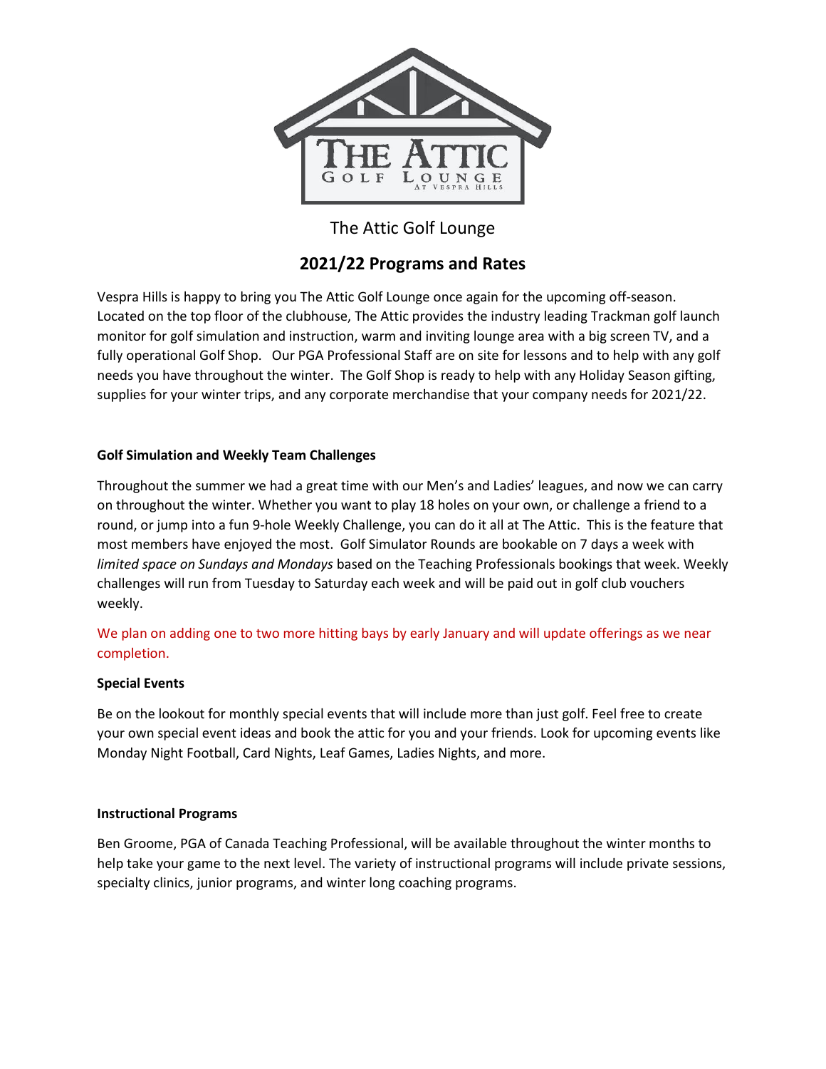The Attic Golf Lounge

## 2021/22 Programs and Rates

Vespra Hills is happy to bring you The Attic Golf Lounge once again for the upcoming off-season. Located on the top floor of the clubhouse, The Attic provides the industry leading Trackman golf launch monitor for golf simulation and instruction, warm and inviting lounge area with a big screen TV, and a fully operational Golf Shop. Our PGA Professional Staff are on site for lessons and to help with any golf needs you have throughout the winter. The Golf Shop is ready to help with any Holiday Season gifting, supplies for your winter trips, and any corporate merchandise that your company needs for 2021/22.

### Golf Simulation and Weekly Team Challenges

Throughout the summer we had a great time with our Men's and Ladies' leagues, and now we can carry on throughout the winter. Whether you want to play 18 holes on your own, or challenge a friend to a round, or jump into a fun 9-hole Weekly Challenge, you can do it all at The Attic. This is the feature that most members have enjoyed the most. Golf Simulator Rounds are bookable on 7 days a week with *limited space on Sundays and Mondays* based on the Teaching Professionals bookings that week. Weekly challenges will run from Tuesday to Saturday each week and will be paid out in golf club vouchers weekly.

We plan on adding one to two more hitting bays by early January and will update offerings as we near completion.

### Special Events

Be on the lookout for monthly special events that will include more than just golf. Feel free to create your own special event ideas and book the attic for you and your friends. Look for upcoming events like Monday Night Football, Card Nights, Leaf Games, Ladies Nights, and more.

### Instructional Programs

Ben Groome, PGA of Canada Teaching Professional, will be available throughout the winter months to help take your game to the next level. The variety of instructional programs will include private sessions, specialty clinics, junior programs, and winter long coaching programs.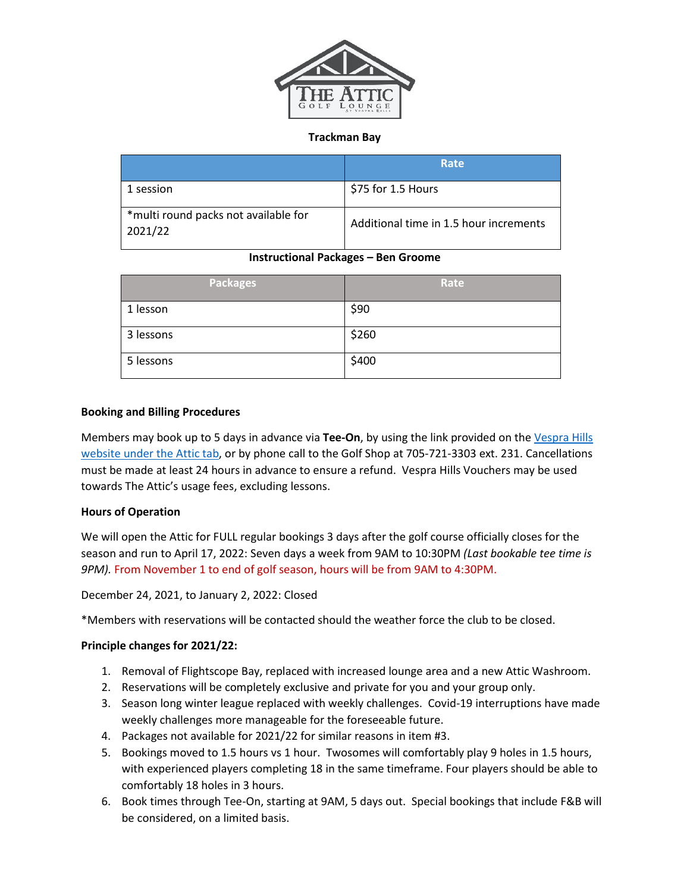**Trackman Bay**

| | Rate |
|---|---|
| 1 session | $75 for 1.5 Hours |
| *multi round packs not available for 2021/22 | Additional time in 1.5 hour increments |

**Instructional Packages – Ben Groome**

| Packages | Rate |
|---|---|
| 1 lesson | $90 |
| 3 lessons | $260 |
| 5 lessons | $400 |

**Booking and Billing Procedures**

Members may book up to 5 days in advance via **Tee-On**, by using the link provided on the [Vespra Hills website under the Attic tab](), or by phone call to the Golf Shop at 705-721-3303 ext. 231. Cancellations must be made at least 24 hours in advance to ensure a refund. Vespra Hills Vouchers may be used towards The Attic's usage fees, excluding lessons.

**Hours of Operation**

We will open the Attic for FULL regular bookings 3 days after the golf course officially closes for the season and run to April 17, 2022: Seven days a week from 9AM to 10:30PM *(Last bookable tee time is 9PM).* From November 1 to end of golf season, hours will be from 9AM to 4:30PM.

December 24, 2021, to January 2, 2022: Closed

*Members with reservations will be contacted should the weather force the club to be closed.

**Principle changes for 2021/22:**

1. Removal of Flightscope Bay, replaced with increased lounge area and a new Attic Washroom.
2. Reservations will be completely exclusive and private for you and your group only.
3. Season long winter league replaced with weekly challenges. Covid-19 interruptions have made weekly challenges more manageable for the foreseeable future.
4. Packages not available for 2021/22 for similar reasons in item #3.
5. Bookings moved to 1.5 hours vs 1 hour. Twosomes will comfortably play 9 holes in 1.5 hours, with experienced players completing 18 in the same timeframe. Four players should be able to comfortably 18 holes in 3 hours.
6. Book times through Tee-On, starting at 9AM, 5 days out. Special bookings that include F&B will be considered, on a limited basis.